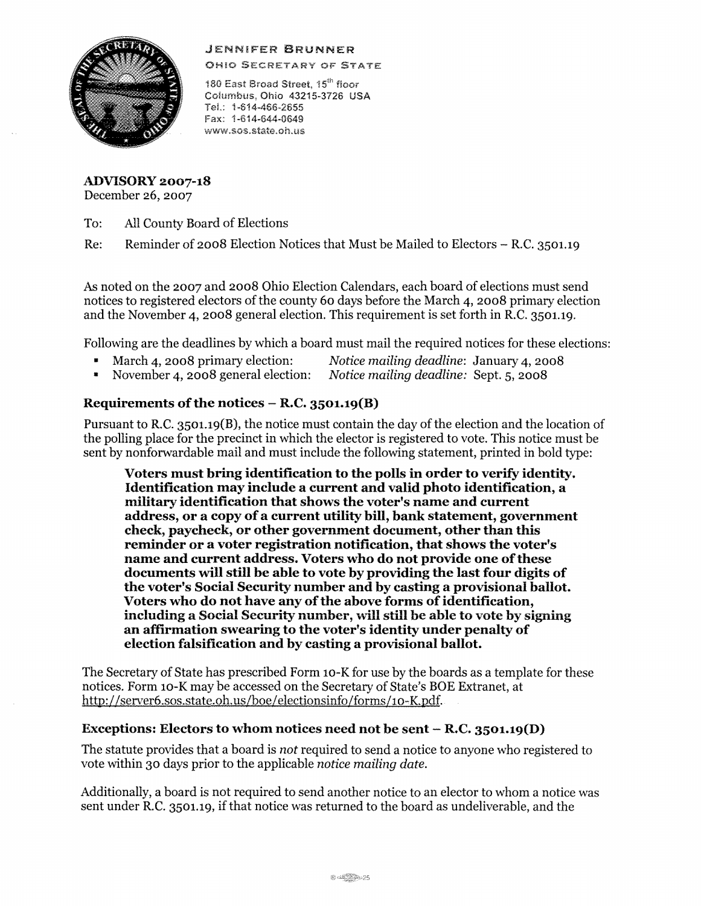**JENNIFER BRUNNER**
**OHIO SECRETARY OF STATE**

180 East Broad Street, 15th floor
Columbus, Ohio 43215-3726 USA
Tel.: 1-614-466-2655
Fax: 1-614-644-0649
www.sos.state.oh.us

**ADVISORY 2007-18**
December 26, 2007

To: All County Board of Elections

Re: Reminder of 2008 Election Notices that Must be Mailed to Electors – R.C. 3501.19

As noted on the 2007 and 2008 Ohio Election Calendars, each board of elections must send notices to registered electors of the county 60 days before the March 4, 2008 primary election and the November 4, 2008 general election. This requirement is set forth in R.C. 3501.19.

Following are the deadlines by which a board must mail the required notices for these elections:

- March 4, 2008 primary election: *Notice mailing deadline*: January 4, 2008
- November 4, 2008 general election: *Notice mailing deadline:* Sept. 5, 2008

## Requirements of the notices – R.C. 3501.19(B)

Pursuant to R.C. 3501.19(B), the notice must contain the day of the election and the location of the polling place for the precinct in which the elector is registered to vote. This notice must be sent by nonforwardable mail and must include the following statement, printed in bold type:

> **Voters must bring identification to the polls in order to verify identity. Identification may include a current and valid photo identification, a military identification that shows the voter's name and current address, or a copy of a current utility bill, bank statement, government check, paycheck, or other government document, other than this reminder or a voter registration notification, that shows the voter's name and current address. Voters who do not provide one of these documents will still be able to vote by providing the last four digits of the voter's Social Security number and by casting a provisional ballot. Voters who do not have any of the above forms of identification, including a Social Security number, will still be able to vote by signing an affirmation swearing to the voter's identity under penalty of election falsification and by casting a provisional ballot.**

The Secretary of State has prescribed Form 10-K for use by the boards as a template for these notices. Form 10-K may be accessed on the Secretary of State's BOE Extranet, at http://server6.sos.state.oh.us/boe/electionsinfo/forms/10-K.pdf.

## Exceptions: Electors to whom notices need not be sent – R.C. 3501.19(D)

The statute provides that a board is *not* required to send a notice to anyone who registered to vote within 30 days prior to the applicable *notice mailing date*.

Additionally, a board is not required to send another notice to an elector to whom a notice was sent under R.C. 3501.19, if that notice was returned to the board as undeliverable, and the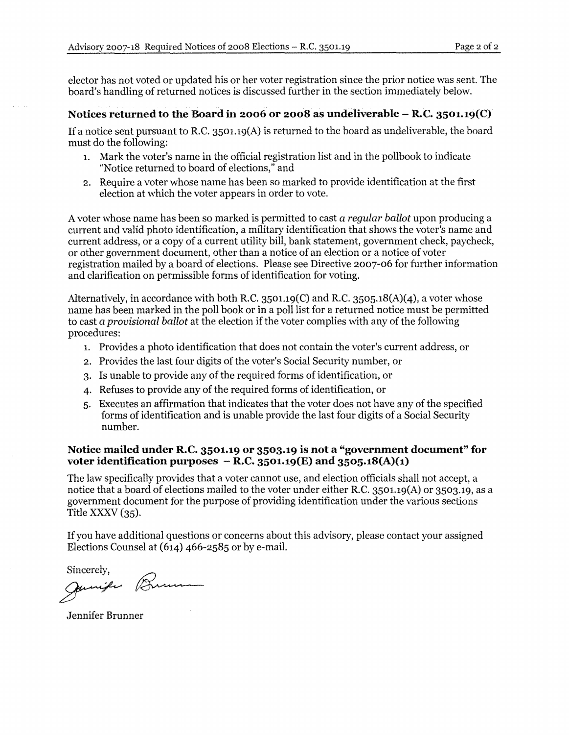elector has not voted or updated his or her voter registration since the prior notice was sent. The board's handling of returned notices is discussed further in the section immediately below.

### Notices returned to the Board in 2006 or 2008 as undeliverable – R.C. 3501.19(C)

If a notice sent pursuant to R.C. 3501.19(A) is returned to the board as undeliverable, the board must do the following:

1. Mark the voter's name in the official registration list and in the pollbook to indicate "Notice returned to board of elections," and
2. Require a voter whose name has been so marked to provide identification at the first election at which the voter appears in order to vote.

A voter whose name has been so marked is permitted to cast *a regular ballot* upon producing a current and valid photo identification, a military identification that shows the voter's name and current address, or a copy of a current utility bill, bank statement, government check, paycheck, or other government document, other than a notice of an election or a notice of voter registration mailed by a board of elections. Please see Directive 2007-06 for further information and clarification on permissible forms of identification for voting.

Alternatively, in accordance with both R.C. 3501.19(C) and R.C. 3505.18(A)(4), a voter whose name has been marked in the poll book or in a poll list for a returned notice must be permitted to cast *a provisional ballot* at the election if the voter complies with any of the following procedures:

1. Provides a photo identification that does not contain the voter's current address, or
2. Provides the last four digits of the voter's Social Security number, or
3. Is unable to provide any of the required forms of identification, or
4. Refuses to provide any of the required forms of identification, or
5. Executes an affirmation that indicates that the voter does not have any of the specified forms of identification and is unable provide the last four digits of a Social Security number.

### Notice mailed under R.C. 3501.19 or 3503.19 is not a "government document" for voter identification purposes – R.C. 3501.19(E) and 3505.18(A)(1)

The law specifically provides that a voter cannot use, and election officials shall not accept, a notice that a board of elections mailed to the voter under either R.C. 3501.19(A) or 3503.19, as a government document for the purpose of providing identification under the various sections Title XXXV (35).

If you have additional questions or concerns about this advisory, please contact your assigned Elections Counsel at (614) 466-2585 or by e-mail.

Sincerely,

Jennifer Brunner